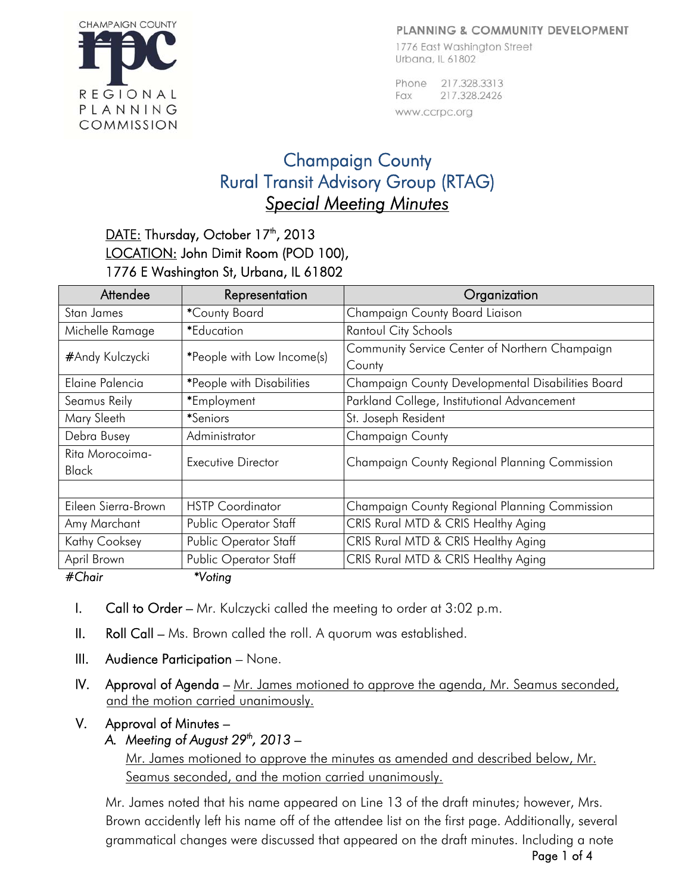CHAMPAIGN COUNTY
**rpc**
REGIONAL PLANNING COMMISSION

PLANNING & COMMUNITY DEVELOPMENT
1776 East Washington Street
Urbana, IL 61802

Phone 217.328.3313
Fax 217.328.2426
www.ccrpc.org

# Champaign County
# Rural Transit Advisory Group (RTAG)
## *Special Meeting Minutes*

DATE: Thursday, October 17th, 2013
LOCATION: John Dimit Room (POD 100),
1776 E Washington St, Urbana, IL 61802

| Attendee | Representation | Organization |
|---|---|---|
| Stan James | *County Board | Champaign County Board Liaison |
| Michelle Ramage | *Education | Rantoul City Schools |
| #Andy Kulczycki | *People with Low Income(s) | Community Service Center of Northern Champaign County |
| Elaine Palencia | *People with Disabilities | Champaign County Developmental Disabilities Board |
| Seamus Reily | *Employment | Parkland College, Institutional Advancement |
| Mary Sleeth | *Seniors | St. Joseph Resident |
| Debra Busey | Administrator | Champaign County |
| Rita Morocoima-Black | Executive Director | Champaign County Regional Planning Commission |
| | | |
| Eileen Sierra-Brown | HSTP Coordinator | Champaign County Regional Planning Commission |
| Amy Marchant | Public Operator Staff | CRIS Rural MTD & CRIS Healthy Aging |
| Kathy Cooksey | Public Operator Staff | CRIS Rural MTD & CRIS Healthy Aging |
| April Brown | Public Operator Staff | CRIS Rural MTD & CRIS Healthy Aging |

*#Chair* *\*Voting*

I. **Call to Order** – Mr. Kulczycki called the meeting to order at 3:02 p.m.

II. **Roll Call** – Ms. Brown called the roll. A quorum was established.

III. **Audience Participation** – None.

IV. **Approval of Agenda** – Mr. James motioned to approve the agenda, Mr. Seamus seconded, and the motion carried unanimously.

V. **Approval of Minutes** –

A. *Meeting of August 29th, 2013* –

Mr. James motioned to approve the minutes as amended and described below, Mr. Seamus seconded, and the motion carried unanimously.

Mr. James noted that his name appeared on Line 13 of the draft minutes; however, Mrs. Brown accidently left his name off of the attendee list on the first page. Additionally, several grammatical changes were discussed that appeared on the draft minutes. Including a note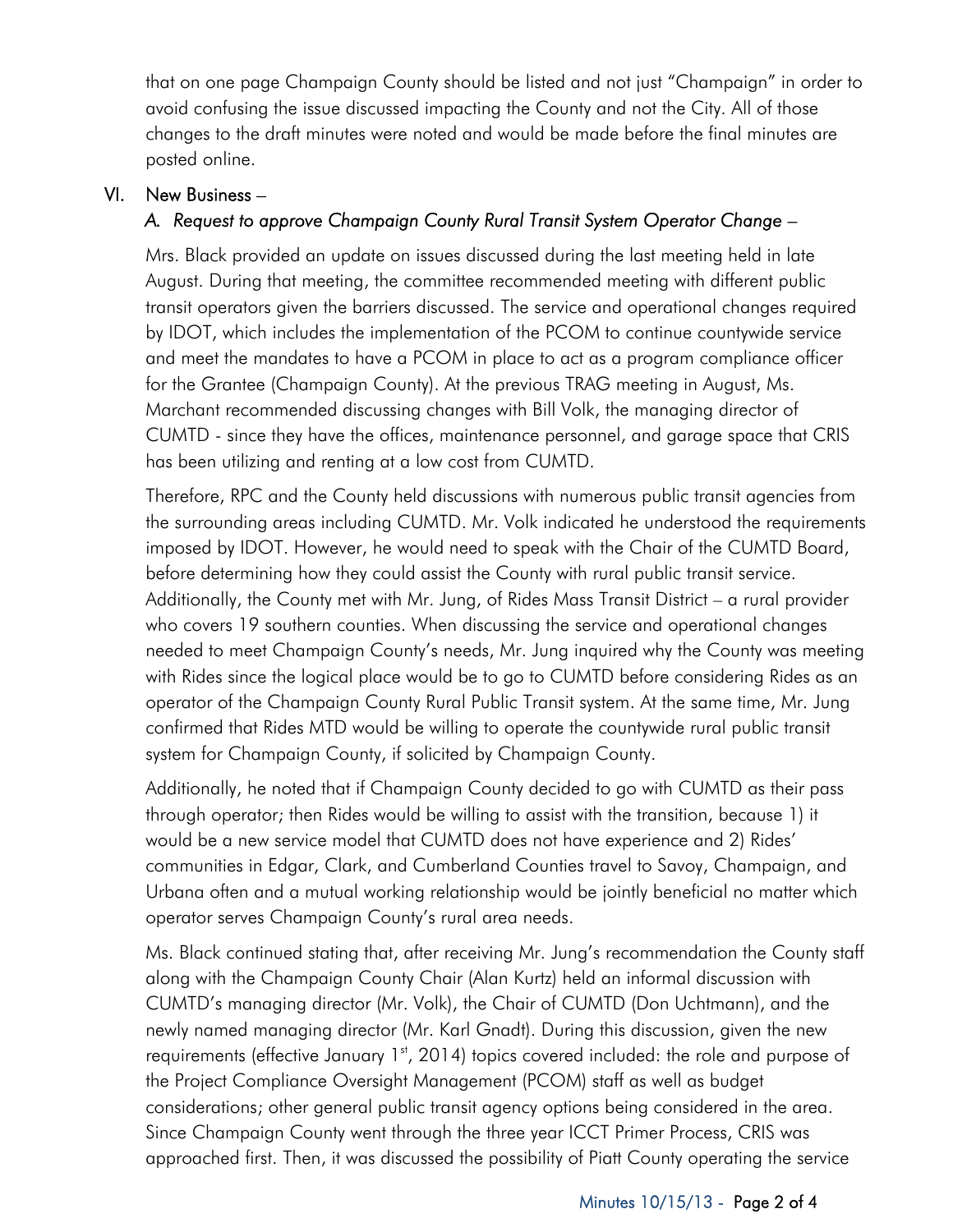that on one page Champaign County should be listed and not just "Champaign" in order to avoid confusing the issue discussed impacting the County and not the City. All of those changes to the draft minutes were noted and would be made before the final minutes are posted online.

## VI. New Business –

### *A. Request to approve Champaign County Rural Transit System Operator Change –*

Mrs. Black provided an update on issues discussed during the last meeting held in late August. During that meeting, the committee recommended meeting with different public transit operators given the barriers discussed. The service and operational changes required by IDOT, which includes the implementation of the PCOM to continue countywide service and meet the mandates to have a PCOM in place to act as a program compliance officer for the Grantee (Champaign County). At the previous TRAG meeting in August, Ms. Marchant recommended discussing changes with Bill Volk, the managing director of CUMTD - since they have the offices, maintenance personnel, and garage space that CRIS has been utilizing and renting at a low cost from CUMTD.

Therefore, RPC and the County held discussions with numerous public transit agencies from the surrounding areas including CUMTD. Mr. Volk indicated he understood the requirements imposed by IDOT. However, he would need to speak with the Chair of the CUMTD Board, before determining how they could assist the County with rural public transit service. Additionally, the County met with Mr. Jung, of Rides Mass Transit District – a rural provider who covers 19 southern counties. When discussing the service and operational changes needed to meet Champaign County's needs, Mr. Jung inquired why the County was meeting with Rides since the logical place would be to go to CUMTD before considering Rides as an operator of the Champaign County Rural Public Transit system. At the same time, Mr. Jung confirmed that Rides MTD would be willing to operate the countywide rural public transit system for Champaign County, if solicited by Champaign County.

Additionally, he noted that if Champaign County decided to go with CUMTD as their pass through operator; then Rides would be willing to assist with the transition, because 1) it would be a new service model that CUMTD does not have experience and 2) Rides' communities in Edgar, Clark, and Cumberland Counties travel to Savoy, Champaign, and Urbana often and a mutual working relationship would be jointly beneficial no matter which operator serves Champaign County's rural area needs.

Ms. Black continued stating that, after receiving Mr. Jung's recommendation the County staff along with the Champaign County Chair (Alan Kurtz) held an informal discussion with CUMTD's managing director (Mr. Volk), the Chair of CUMTD (Don Uchtmann), and the newly named managing director (Mr. Karl Gnadt). During this discussion, given the new requirements (effective January 1st, 2014) topics covered included: the role and purpose of the Project Compliance Oversight Management (PCOM) staff as well as budget considerations; other general public transit agency options being considered in the area. Since Champaign County went through the three year ICCT Primer Process, CRIS was approached first. Then, it was discussed the possibility of Piatt County operating the service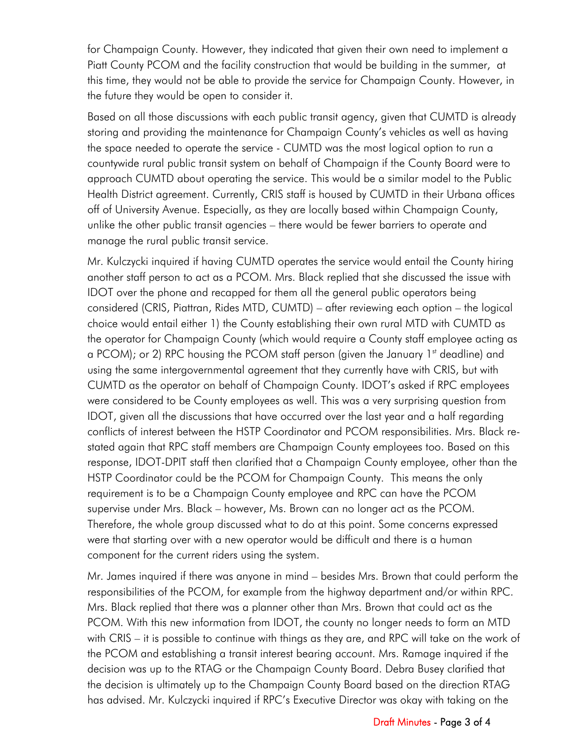for Champaign County. However, they indicated that given their own need to implement a Piatt County PCOM and the facility construction that would be building in the summer, at this time, they would not be able to provide the service for Champaign County. However, in the future they would be open to consider it.

Based on all those discussions with each public transit agency, given that CUMTD is already storing and providing the maintenance for Champaign County's vehicles as well as having the space needed to operate the service - CUMTD was the most logical option to run a countywide rural public transit system on behalf of Champaign if the County Board were to approach CUMTD about operating the service. This would be a similar model to the Public Health District agreement. Currently, CRIS staff is housed by CUMTD in their Urbana offices off of University Avenue. Especially, as they are locally based within Champaign County, unlike the other public transit agencies – there would be fewer barriers to operate and manage the rural public transit service.

Mr. Kulczycki inquired if having CUMTD operates the service would entail the County hiring another staff person to act as a PCOM. Mrs. Black replied that she discussed the issue with IDOT over the phone and recapped for them all the general public operators being considered (CRIS, Piattran, Rides MTD, CUMTD) – after reviewing each option – the logical choice would entail either 1) the County establishing their own rural MTD with CUMTD as the operator for Champaign County (which would require a County staff employee acting as a PCOM); or 2) RPC housing the PCOM staff person (given the January 1st deadline) and using the same intergovernmental agreement that they currently have with CRIS, but with CUMTD as the operator on behalf of Champaign County. IDOT's asked if RPC employees were considered to be County employees as well. This was a very surprising question from IDOT, given all the discussions that have occurred over the last year and a half regarding conflicts of interest between the HSTP Coordinator and PCOM responsibilities. Mrs. Black re-stated again that RPC staff members are Champaign County employees too. Based on this response, IDOT-DPIT staff then clarified that a Champaign County employee, other than the HSTP Coordinator could be the PCOM for Champaign County. This means the only requirement is to be a Champaign County employee and RPC can have the PCOM supervise under Mrs. Black – however, Ms. Brown can no longer act as the PCOM. Therefore, the whole group discussed what to do at this point. Some concerns expressed were that starting over with a new operator would be difficult and there is a human component for the current riders using the system.

Mr. James inquired if there was anyone in mind – besides Mrs. Brown that could perform the responsibilities of the PCOM, for example from the highway department and/or within RPC. Mrs. Black replied that there was a planner other than Mrs. Brown that could act as the PCOM. With this new information from IDOT, the county no longer needs to form an MTD with CRIS – it is possible to continue with things as they are, and RPC will take on the work of the PCOM and establishing a transit interest bearing account. Mrs. Ramage inquired if the decision was up to the RTAG or the Champaign County Board. Debra Busey clarified that the decision is ultimately up to the Champaign County Board based on the direction RTAG has advised. Mr. Kulczycki inquired if RPC's Executive Director was okay with taking on the

Draft Minutes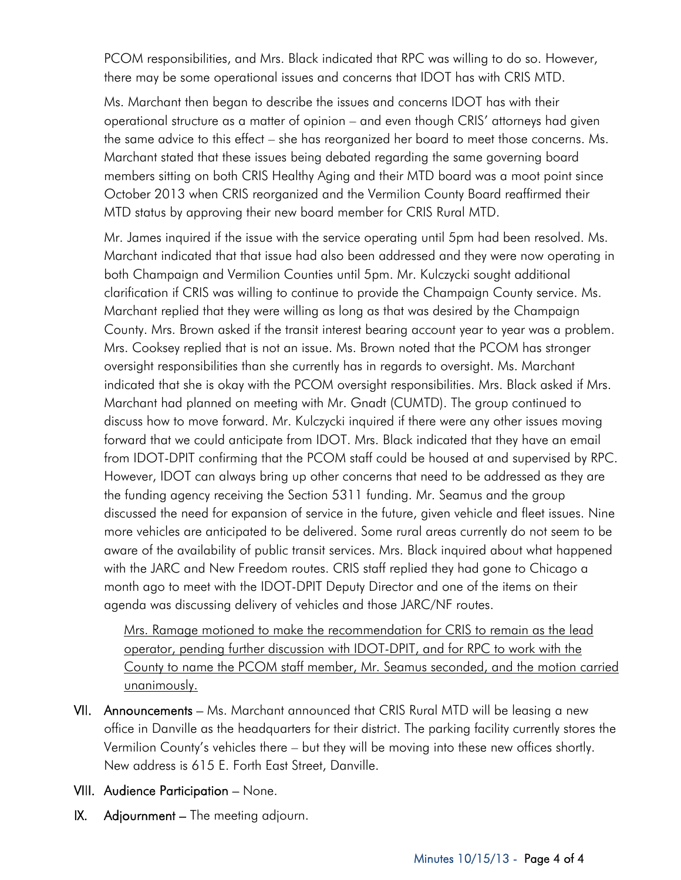PCOM responsibilities, and Mrs. Black indicated that RPC was willing to do so. However, there may be some operational issues and concerns that IDOT has with CRIS MTD.

Ms. Marchant then began to describe the issues and concerns IDOT has with their operational structure as a matter of opinion – and even though CRIS' attorneys had given the same advice to this effect – she has reorganized her board to meet those concerns. Ms. Marchant stated that these issues being debated regarding the same governing board members sitting on both CRIS Healthy Aging and their MTD board was a moot point since October 2013 when CRIS reorganized and the Vermilion County Board reaffirmed their MTD status by approving their new board member for CRIS Rural MTD.

Mr. James inquired if the issue with the service operating until 5pm had been resolved. Ms. Marchant indicated that that issue had also been addressed and they were now operating in both Champaign and Vermilion Counties until 5pm. Mr. Kulczycki sought additional clarification if CRIS was willing to continue to provide the Champaign County service. Ms. Marchant replied that they were willing as long as that was desired by the Champaign County. Mrs. Brown asked if the transit interest bearing account year to year was a problem. Mrs. Cooksey replied that is not an issue. Ms. Brown noted that the PCOM has stronger oversight responsibilities than she currently has in regards to oversight. Ms. Marchant indicated that she is okay with the PCOM oversight responsibilities. Mrs. Black asked if Mrs. Marchant had planned on meeting with Mr. Gnadt (CUMTD). The group continued to discuss how to move forward. Mr. Kulczycki inquired if there were any other issues moving forward that we could anticipate from IDOT. Mrs. Black indicated that they have an email from IDOT-DPIT confirming that the PCOM staff could be housed at and supervised by RPC. However, IDOT can always bring up other concerns that need to be addressed as they are the funding agency receiving the Section 5311 funding. Mr. Seamus and the group discussed the need for expansion of service in the future, given vehicle and fleet issues. Nine more vehicles are anticipated to be delivered. Some rural areas currently do not seem to be aware of the availability of public transit services. Mrs. Black inquired about what happened with the JARC and New Freedom routes. CRIS staff replied they had gone to Chicago a month ago to meet with the IDOT-DPIT Deputy Director and one of the items on their agenda was discussing delivery of vehicles and those JARC/NF routes.

<u>Mrs. Ramage motioned to make the recommendation for CRIS to remain as the lead operator, pending further discussion with IDOT-DPIT, and for RPC to work with the County to name the PCOM staff member, Mr. Seamus seconded, and the motion carried unanimously.</u>

VII. **Announcements** – Ms. Marchant announced that CRIS Rural MTD will be leasing a new office in Danville as the headquarters for their district. The parking facility currently stores the Vermilion County's vehicles there – but they will be moving into these new offices shortly. New address is 615 E. Forth East Street, Danville.

VIII. **Audience Participation** – None.

IX. **Adjournment** – The meeting adjourn.